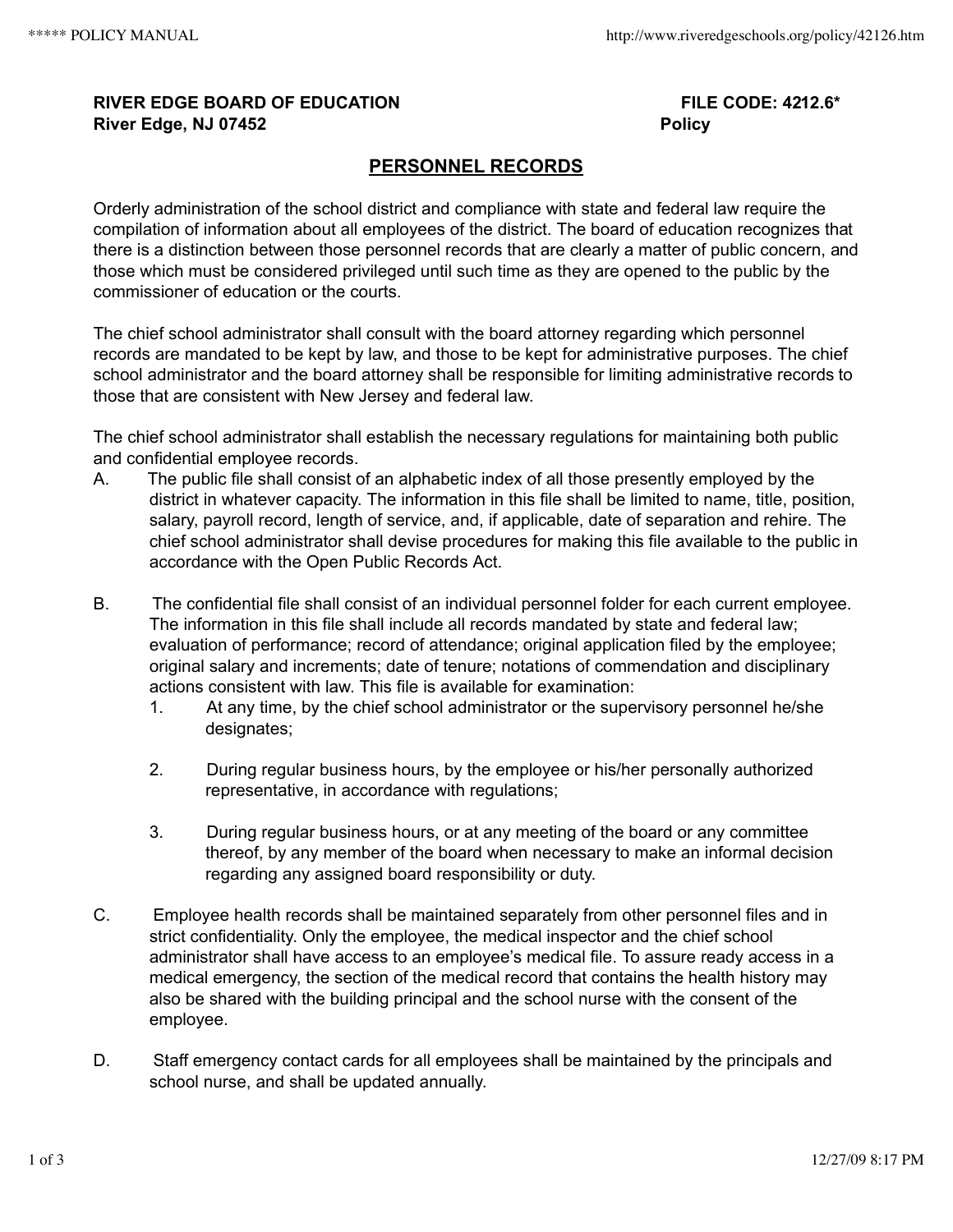**RIVER EDGE BOARD OF EDUCATION** **FILE CODE: 4212.6***
**River Edge, NJ 07452** **Policy**

## PERSONNEL RECORDS

Orderly administration of the school district and compliance with state and federal law require the compilation of information about all employees of the district. The board of education recognizes that there is a distinction between those personnel records that are clearly a matter of public concern, and those which must be considered privileged until such time as they are opened to the public by the commissioner of education or the courts.

The chief school administrator shall consult with the board attorney regarding which personnel records are mandated to be kept by law, and those to be kept for administrative purposes. The chief school administrator and the board attorney shall be responsible for limiting administrative records to those that are consistent with New Jersey and federal law.

The chief school administrator shall establish the necessary regulations for maintaining both public and confidential employee records.

A. The public file shall consist of an alphabetic index of all those presently employed by the district in whatever capacity. The information in this file shall be limited to name, title, position, salary, payroll record, length of service, and, if applicable, date of separation and rehire. The chief school administrator shall devise procedures for making this file available to the public in accordance with the Open Public Records Act.

B. The confidential file shall consist of an individual personnel folder for each current employee. The information in this file shall include all records mandated by state and federal law; evaluation of performance; record of attendance; original application filed by the employee; original salary and increments; date of tenure; notations of commendation and disciplinary actions consistent with law. This file is available for examination:

   1. At any time, by the chief school administrator or the supervisory personnel he/she designates;

   2. During regular business hours, by the employee or his/her personally authorized representative, in accordance with regulations;

   3. During regular business hours, or at any meeting of the board or any committee thereof, by any member of the board when necessary to make an informal decision regarding any assigned board responsibility or duty.

C. Employee health records shall be maintained separately from other personnel files and in strict confidentiality. Only the employee, the medical inspector and the chief school administrator shall have access to an employee's medical file. To assure ready access in a medical emergency, the section of the medical record that contains the health history may also be shared with the building principal and the school nurse with the consent of the employee.

D. Staff emergency contact cards for all employees shall be maintained by the principals and school nurse, and shall be updated annually.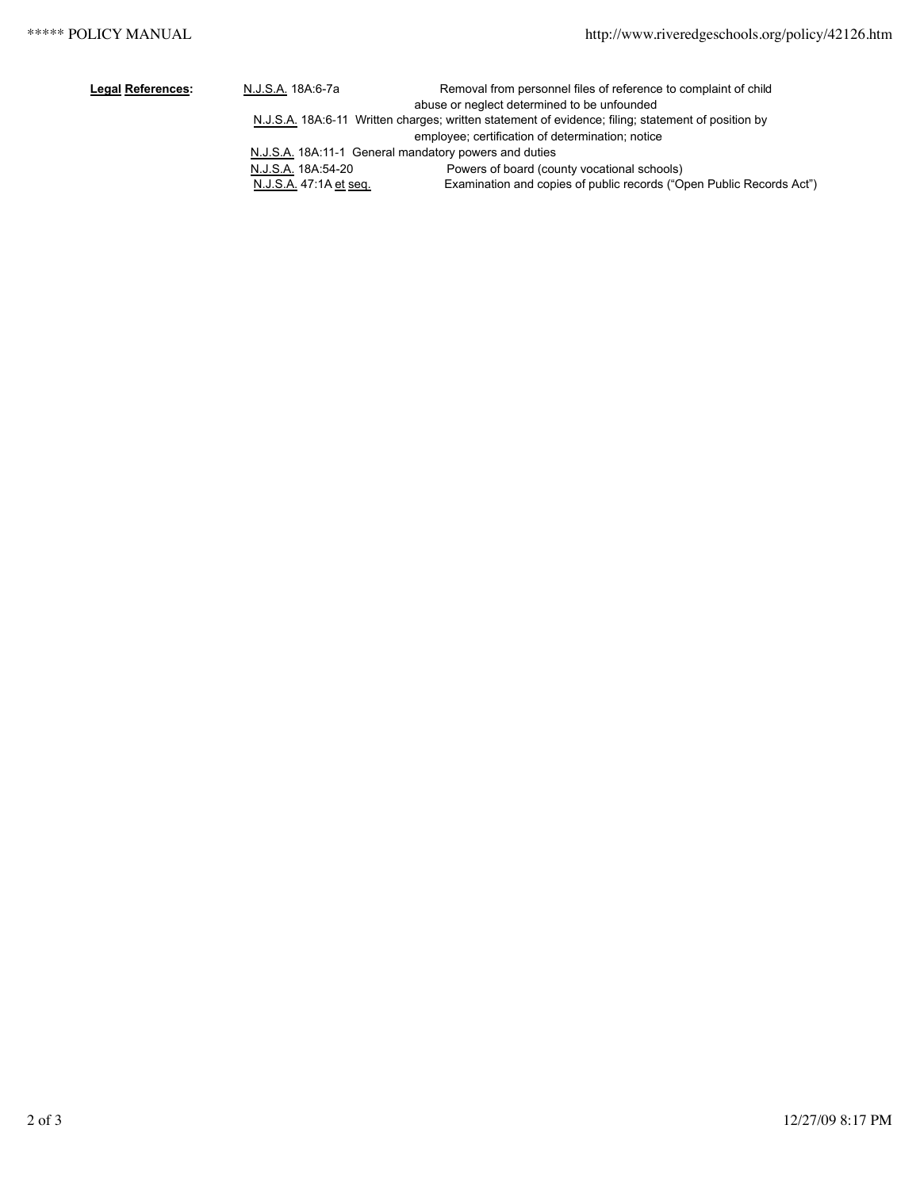**Legal References:**

| | |
|---|---|
| N.J.S.A. 18A:6-7a | Removal from personnel files of reference to complaint of child abuse or neglect determined to be unfounded |
| N.J.S.A. 18A:6-11 | Written charges; written statement of evidence; filing; statement of position by employee; certification of determination; notice |
| N.J.S.A. 18A:11-1 | General mandatory powers and duties |
| N.J.S.A. 18A:54-20 | Powers of board (county vocational schools) |
| N.J.S.A. 47:1A et seq. | Examination and copies of public records ("Open Public Records Act") |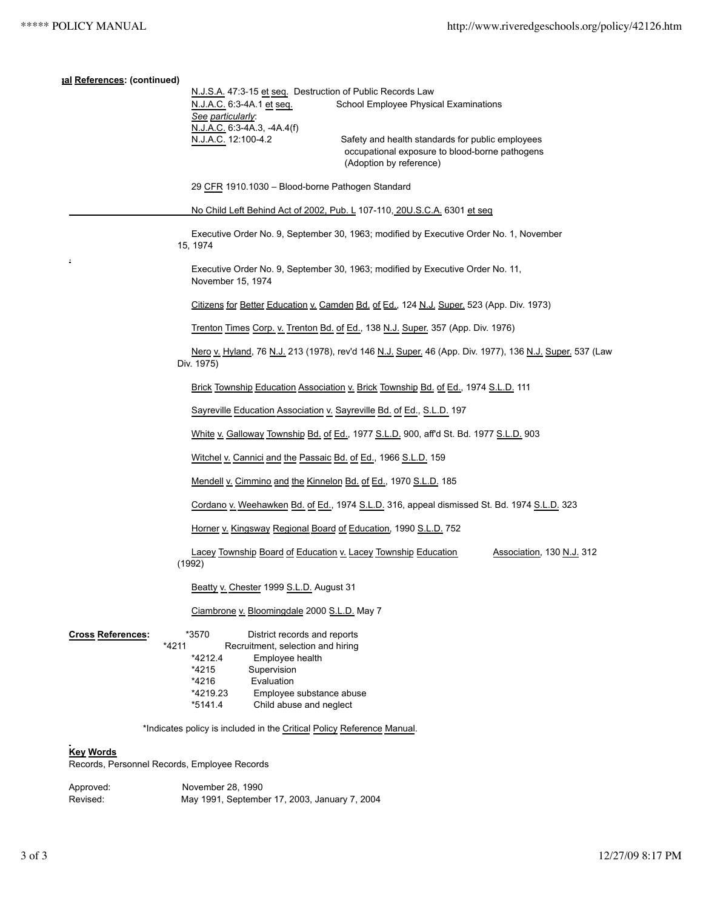**Legal References: (continued)**

N.J.S.A. 47:3-15 et seq. Destruction of Public Records Law

N.J.A.C. 6:3-4A.1 et seq. School Employee Physical Examinations

*See particularly*:

N.J.A.C. 6:3-4A.3, -4A.4(f)

N.J.A.C. 12:100-4.2 Safety and health standards for public employees occupational exposure to blood-borne pathogens (Adoption by reference)

29 CFR 1910.1030 – Blood-borne Pathogen Standard

No Child Left Behind Act of 2002, Pub. L 107-110, 20U.S.C.A. 6301 et seq

Executive Order No. 9, September 30, 1963; modified by Executive Order No. 1, November 15, 1974

Executive Order No. 9, September 30, 1963; modified by Executive Order No. 11, November 15, 1974

Citizens for Better Education v. Camden Bd. of Ed., 124 N.J. Super. 523 (App. Div. 1973)

Trenton Times Corp. v. Trenton Bd. of Ed., 138 N.J. Super. 357 (App. Div. 1976)

Nero v. Hyland, 76 N.J. 213 (1978), rev'd 146 N.J. Super. 46 (App. Div. 1977), 136 N.J. Super. 537 (Law Div. 1975)

Brick Township Education Association v. Brick Township Bd. of Ed., 1974 S.L.D. 111

Sayreville Education Association v. Sayreville Bd. of Ed., S.L.D. 197

White v. Galloway Township Bd. of Ed., 1977 S.L.D. 900, aff'd St. Bd. 1977 S.L.D. 903

Witchel v. Cannici and the Passaic Bd. of Ed., 1966 S.L.D. 159

Mendell v. Cimmino and the Kinnelon Bd. of Ed., 1970 S.L.D. 185

Cordano v. Weehawken Bd. of Ed., 1974 S.L.D. 316, appeal dismissed St. Bd. 1974 S.L.D. 323

Horner v. Kingsway Regional Board of Education, 1990 S.L.D. 752

Lacey Township Board of Education v. Lacey Township Education Association, 130 N.J. 312 (1992)

Beatty v. Chester 1999 S.L.D. August 31

Ciambrone v. Bloomingdale 2000 S.L.D. May 7

**Cross References:**

| | |
|---|---|
| *3570 | District records and reports |
| *4211 | Recruitment, selection and hiring |
| *4212.4 | Employee health |
| *4215 | Supervision |
| *4216 | Evaluation |
| *4219.23 | Employee substance abuse |
| *5141.4 | Child abuse and neglect |

*Indicates policy is included in the Critical Policy Reference Manual.

**Key Words**

Records, Personnel Records, Employee Records

Approved: November 28, 1990

Revised: May 1991, September 17, 2003, January 7, 2004